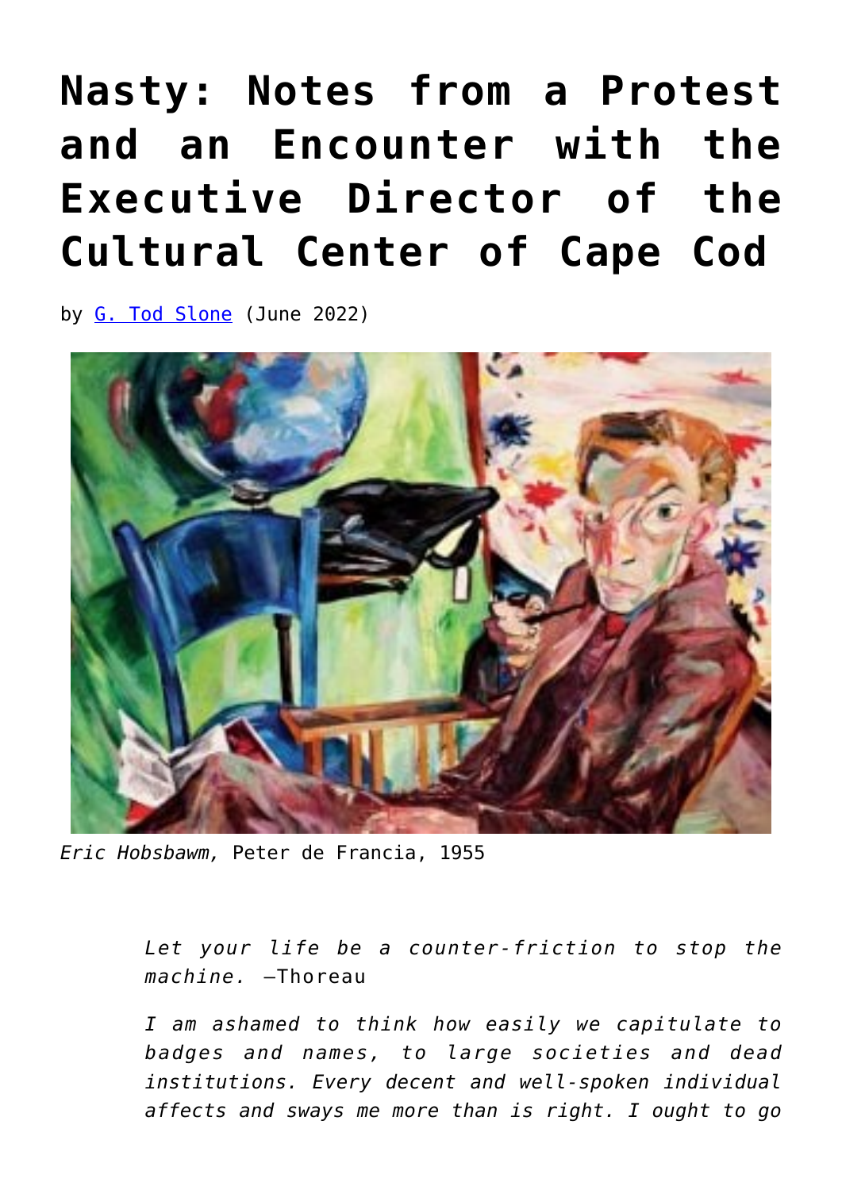# Nasty: Notes from a Protest and an Encounter with the Executive Director of the Cultural Center of Cape Cod

by G. Tod Slone (June 2022)

*Eric Hobsbawm,* Peter de Francia, 1955

> *Let your life be a counter-friction to stop the machine.* —Thoreau
>
> *I am ashamed to think how easily we capitulate to badges and names, to large societies and dead institutions. Every decent and well-spoken individual affects and sways me more than is right. I ought to go*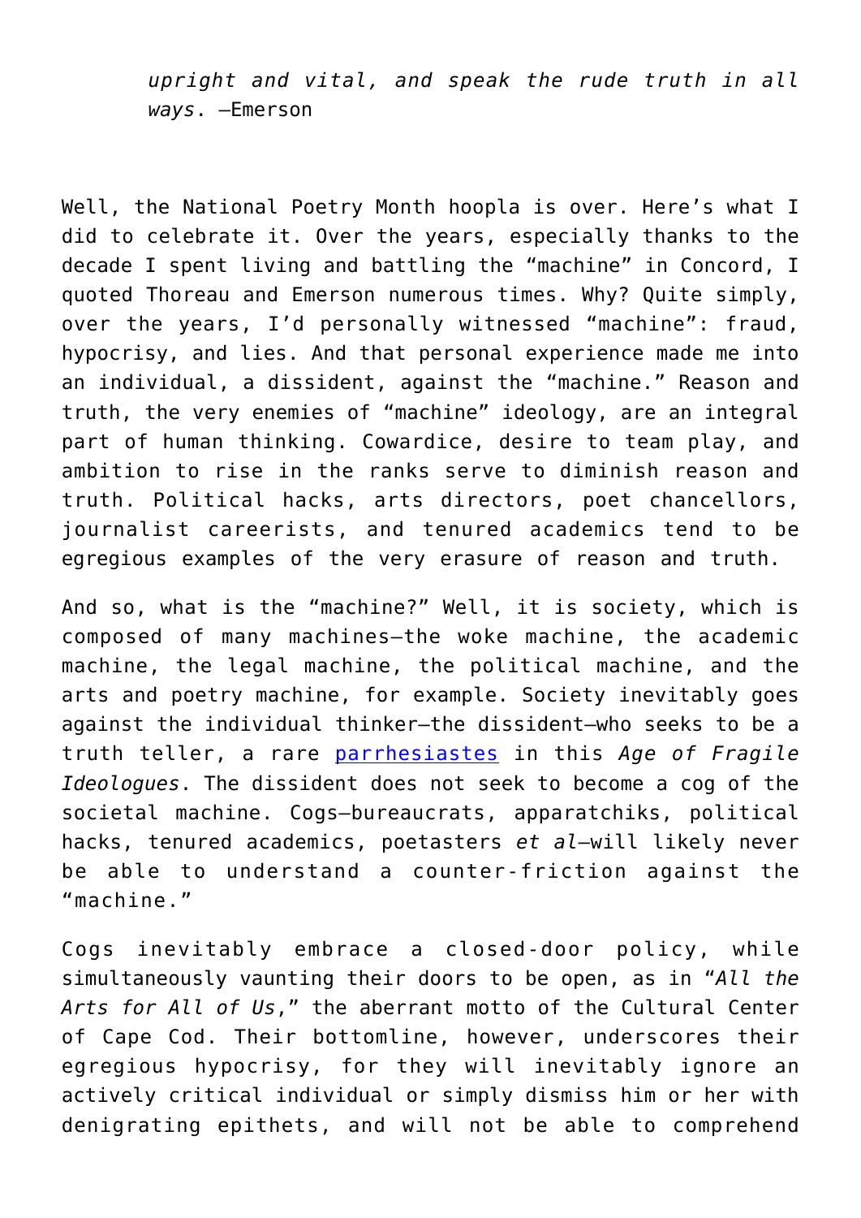> *upright and vital, and speak the rude truth in all ways.* —Emerson

Well, the National Poetry Month hoopla is over. Here's what I did to celebrate it. Over the years, especially thanks to the decade I spent living and battling the "machine" in Concord, I quoted Thoreau and Emerson numerous times. Why? Quite simply, over the years, I'd personally witnessed "machine": fraud, hypocrisy, and lies. And that personal experience made me into an individual, a dissident, against the "machine." Reason and truth, the very enemies of "machine" ideology, are an integral part of human thinking. Cowardice, desire to team play, and ambition to rise in the ranks serve to diminish reason and truth. Political hacks, arts directors, poet chancellors, journalist careerists, and tenured academics tend to be egregious examples of the very erasure of reason and truth.

And so, what is the "machine?" Well, it is society, which is composed of many machines—the woke machine, the academic machine, the legal machine, the political machine, and the arts and poetry machine, for example. Society inevitably goes against the individual thinker—the dissident—who seeks to be a truth teller, a rare parrhesiastes in this *Age of Fragile Ideologues*. The dissident does not seek to become a cog of the societal machine. Cogs—bureaucrats, apparatchiks, political hacks, tenured academics, poetasters *et al*—will likely never be able to understand a counter-friction against the "machine."

Cogs inevitably embrace a closed-door policy, while simultaneously vaunting their doors to be open, as in "*All the Arts for All of Us*," the aberrant motto of the Cultural Center of Cape Cod. Their bottomline, however, underscores their egregious hypocrisy, for they will inevitably ignore an actively critical individual or simply dismiss him or her with denigrating epithets, and will not be able to comprehend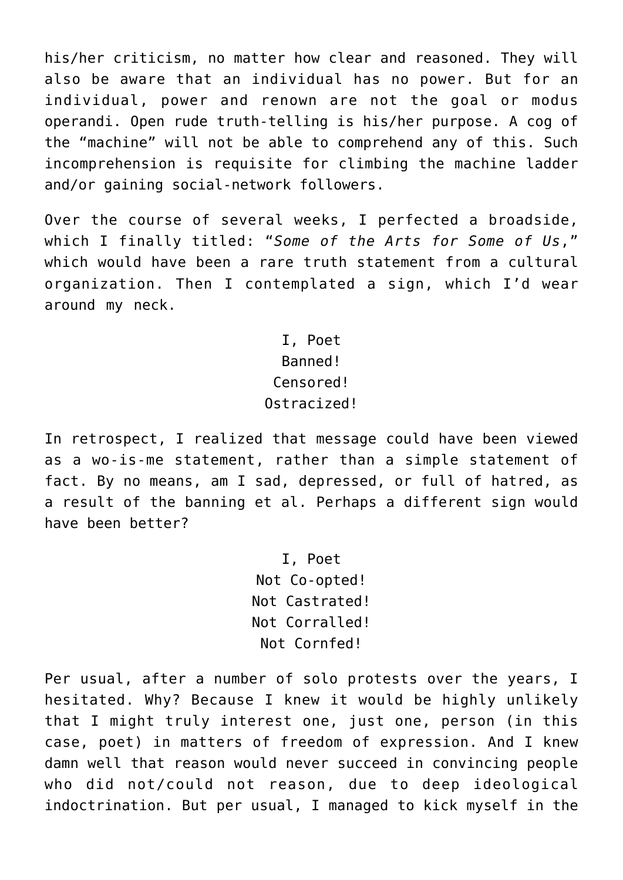his/her criticism, no matter how clear and reasoned. They will also be aware that an individual has no power. But for an individual, power and renown are not the goal or modus operandi. Open rude truth-telling is his/her purpose. A cog of the "machine" will not be able to comprehend any of this. Such incomprehension is requisite for climbing the machine ladder and/or gaining social-network followers.

Over the course of several weeks, I perfected a broadside, which I finally titled: "*Some of the Arts for Some of Us*," which would have been a rare truth statement from a cultural organization. Then I contemplated a sign, which I'd wear around my neck.

I, Poet
Banned!
Censored!
Ostracized!

In retrospect, I realized that message could have been viewed as a wo-is-me statement, rather than a simple statement of fact. By no means, am I sad, depressed, or full of hatred, as a result of the banning et al. Perhaps a different sign would have been better?

I, Poet
Not Co-opted!
Not Castrated!
Not Corralled!
Not Cornfed!

Per usual, after a number of solo protests over the years, I hesitated. Why? Because I knew it would be highly unlikely that I might truly interest one, just one, person (in this case, poet) in matters of freedom of expression. And I knew damn well that reason would never succeed in convincing people who did not/could not reason, due to deep ideological indoctrination. But per usual, I managed to kick myself in the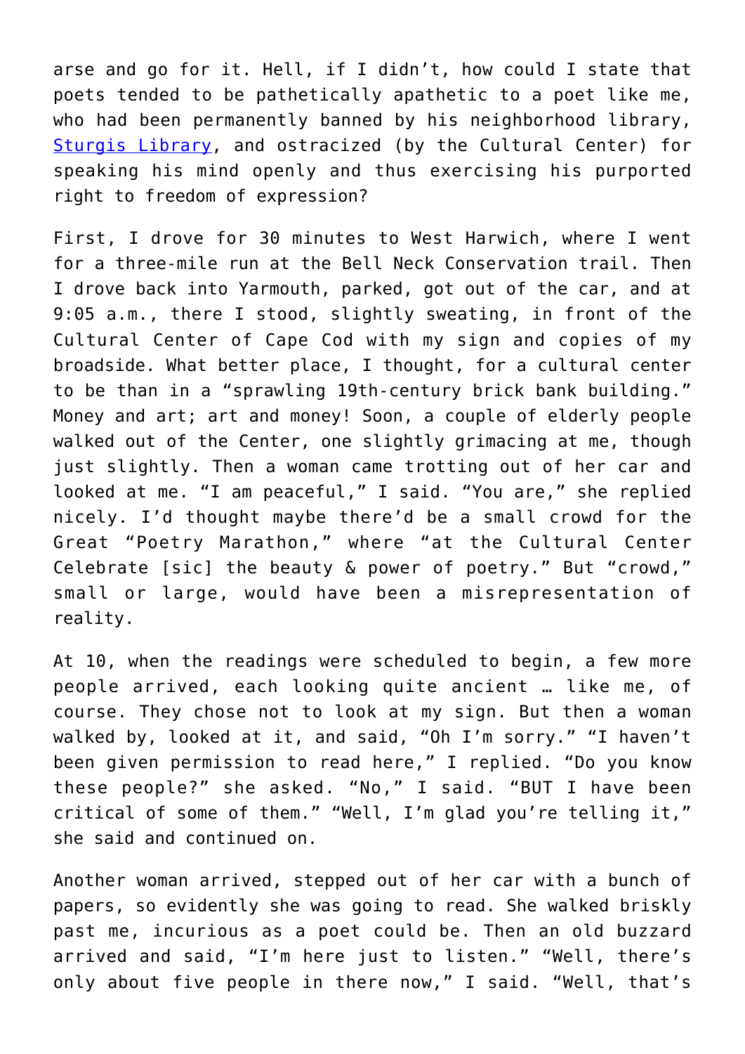arse and go for it. Hell, if I didn't, how could I state that poets tended to be pathetically apathetic to a poet like me, who had been permanently banned by his neighborhood library, [Sturgis Library](), and ostracized (by the Cultural Center) for speaking his mind openly and thus exercising his purported right to freedom of expression?

First, I drove for 30 minutes to West Harwich, where I went for a three-mile run at the Bell Neck Conservation trail. Then I drove back into Yarmouth, parked, got out of the car, and at 9:05 a.m., there I stood, slightly sweating, in front of the Cultural Center of Cape Cod with my sign and copies of my broadside. What better place, I thought, for a cultural center to be than in a "sprawling 19th-century brick bank building." Money and art; art and money! Soon, a couple of elderly people walked out of the Center, one slightly grimacing at me, though just slightly. Then a woman came trotting out of her car and looked at me. "I am peaceful," I said. "You are," she replied nicely. I'd thought maybe there'd be a small crowd for the Great "Poetry Marathon," where "at the Cultural Center Celebrate [sic] the beauty & power of poetry." But "crowd," small or large, would have been a misrepresentation of reality.

At 10, when the readings were scheduled to begin, a few more people arrived, each looking quite ancient … like me, of course. They chose not to look at my sign. But then a woman walked by, looked at it, and said, "Oh I'm sorry." "I haven't been given permission to read here," I replied. "Do you know these people?" she asked. "No," I said. "BUT I have been critical of some of them." "Well, I'm glad you're telling it," she said and continued on.

Another woman arrived, stepped out of her car with a bunch of papers, so evidently she was going to read. She walked briskly past me, incurious as a poet could be. Then an old buzzard arrived and said, "I'm here just to listen." "Well, there's only about five people in there now," I said. "Well, that's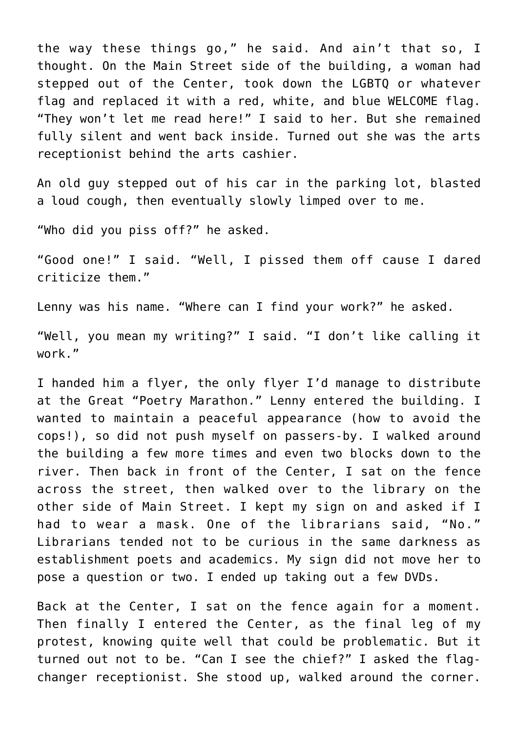the way these things go," he said. And ain't that so, I thought. On the Main Street side of the building, a woman had stepped out of the Center, took down the LGBTQ or whatever flag and replaced it with a red, white, and blue WELCOME flag. "They won't let me read here!" I said to her. But she remained fully silent and went back inside. Turned out she was the arts receptionist behind the arts cashier.

An old guy stepped out of his car in the parking lot, blasted a loud cough, then eventually slowly limped over to me.

"Who did you piss off?" he asked.

"Good one!" I said. "Well, I pissed them off cause I dared criticize them."

Lenny was his name. "Where can I find your work?" he asked.

"Well, you mean my writing?" I said. "I don't like calling it work."

I handed him a flyer, the only flyer I'd manage to distribute at the Great "Poetry Marathon." Lenny entered the building. I wanted to maintain a peaceful appearance (how to avoid the cops!), so did not push myself on passers-by. I walked around the building a few more times and even two blocks down to the river. Then back in front of the Center, I sat on the fence across the street, then walked over to the library on the other side of Main Street. I kept my sign on and asked if I had to wear a mask. One of the librarians said, "No." Librarians tended not to be curious in the same darkness as establishment poets and academics. My sign did not move her to pose a question or two. I ended up taking out a few DVDs.

Back at the Center, I sat on the fence again for a moment. Then finally I entered the Center, as the final leg of my protest, knowing quite well that could be problematic. But it turned out not to be. "Can I see the chief?" I asked the flag-changer receptionist. She stood up, walked around the corner.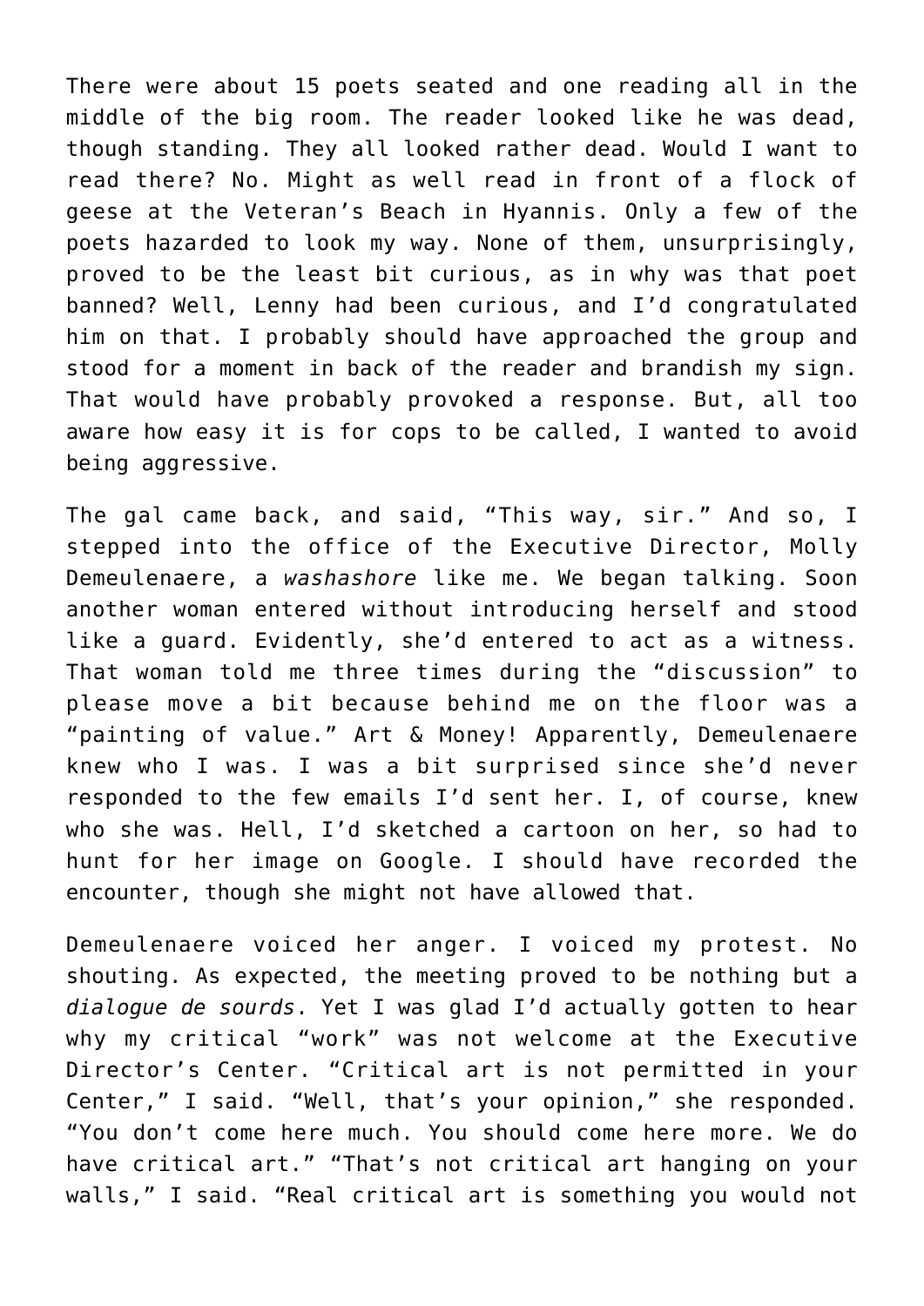There were about 15 poets seated and one reading all in the middle of the big room. The reader looked like he was dead, though standing. They all looked rather dead. Would I want to read there? No. Might as well read in front of a flock of geese at the Veteran's Beach in Hyannis. Only a few of the poets hazarded to look my way. None of them, unsurprisingly, proved to be the least bit curious, as in why was that poet banned? Well, Lenny had been curious, and I'd congratulated him on that. I probably should have approached the group and stood for a moment in back of the reader and brandish my sign. That would have probably provoked a response. But, all too aware how easy it is for cops to be called, I wanted to avoid being aggressive.

The gal came back, and said, "This way, sir." And so, I stepped into the office of the Executive Director, Molly Demeulenaere, a *washashore* like me. We began talking. Soon another woman entered without introducing herself and stood like a guard. Evidently, she'd entered to act as a witness. That woman told me three times during the "discussion" to please move a bit because behind me on the floor was a "painting of value." Art & Money! Apparently, Demeulenaere knew who I was. I was a bit surprised since she'd never responded to the few emails I'd sent her. I, of course, knew who she was. Hell, I'd sketched a cartoon on her, so had to hunt for her image on Google. I should have recorded the encounter, though she might not have allowed that.

Demeulenaere voiced her anger. I voiced my protest. No shouting. As expected, the meeting proved to be nothing but a *dialogue de sourds*. Yet I was glad I'd actually gotten to hear why my critical "work" was not welcome at the Executive Director's Center. "Critical art is not permitted in your Center," I said. "Well, that's your opinion," she responded. "You don't come here much. You should come here more. We do have critical art." "That's not critical art hanging on your walls," I said. "Real critical art is something you would not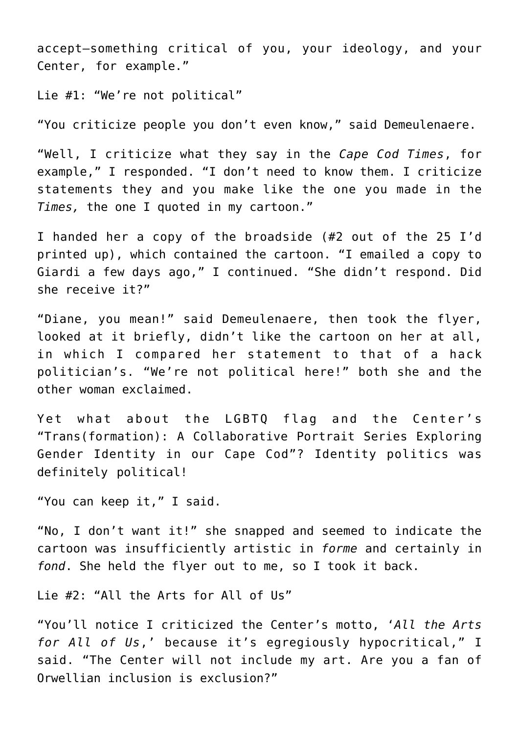accept—something critical of you, your ideology, and your Center, for example."

Lie #1: "We're not political"

"You criticize people you don't even know," said Demeulenaere.

"Well, I criticize what they say in the *Cape Cod Times*, for example," I responded. "I don't need to know them. I criticize statements they and you make like the one you made in the *Times,* the one I quoted in my cartoon."

I handed her a copy of the broadside (#2 out of the 25 I'd printed up), which contained the cartoon. "I emailed a copy to Giardi a few days ago," I continued. "She didn't respond. Did she receive it?"

"Diane, you mean!" said Demeulenaere, then took the flyer, looked at it briefly, didn't like the cartoon on her at all, in which I compared her statement to that of a hack politician's. "We're not political here!" both she and the other woman exclaimed.

Yet what about the LGBTQ flag and the Center's "Trans(formation): A Collaborative Portrait Series Exploring Gender Identity in our Cape Cod"? Identity politics was definitely political!

"You can keep it," I said.

"No, I don't want it!" she snapped and seemed to indicate the cartoon was insufficiently artistic in *forme* and certainly in *fond*. She held the flyer out to me, so I took it back.

Lie #2: "All the Arts for All of Us"

"You'll notice I criticized the Center's motto, '*All the Arts for All of Us*,' because it's egregiously hypocritical," I said. "The Center will not include my art. Are you a fan of Orwellian inclusion is exclusion?"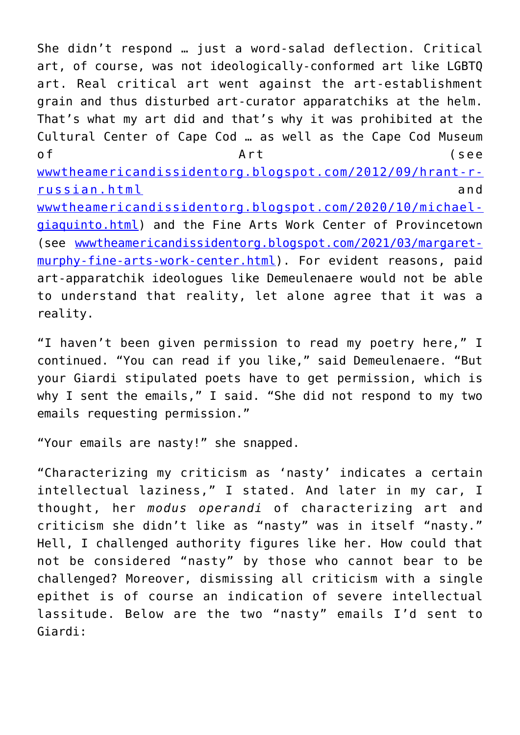She didn't respond … just a word-salad deflection. Critical art, of course, was not ideologically-conformed art like LGBTQ art. Real critical art went against the art-establishment grain and thus disturbed art-curator apparatchiks at the helm. That's what my art did and that's why it was prohibited at the Cultural Center of Cape Cod … as well as the Cape Cod Museum of Art (see wwwtheamericandissidentorg.blogspot.com/2012/09/hrant-r-russian.html and wwwtheamericandissidentorg.blogspot.com/2020/10/michael-giaquinto.html) and the Fine Arts Work Center of Provincetown (see wwwtheamericandissidentorg.blogspot.com/2021/03/margaret-murphy-fine-arts-work-center.html). For evident reasons, paid art-apparatchik ideologues like Demeulenaere would not be able to understand that reality, let alone agree that it was a reality.

"I haven't been given permission to read my poetry here," I continued. "You can read if you like," said Demeulenaere. "But your Giardi stipulated poets have to get permission, which is why I sent the emails," I said. "She did not respond to my two emails requesting permission."

"Your emails are nasty!" she snapped.

"Characterizing my criticism as 'nasty' indicates a certain intellectual laziness," I stated. And later in my car, I thought, her *modus operandi* of characterizing art and criticism she didn't like as "nasty" was in itself "nasty." Hell, I challenged authority figures like her. How could that not be considered "nasty" by those who cannot bear to be challenged? Moreover, dismissing all criticism with a single epithet is of course an indication of severe intellectual lassitude. Below are the two "nasty" emails I'd sent to Giardi: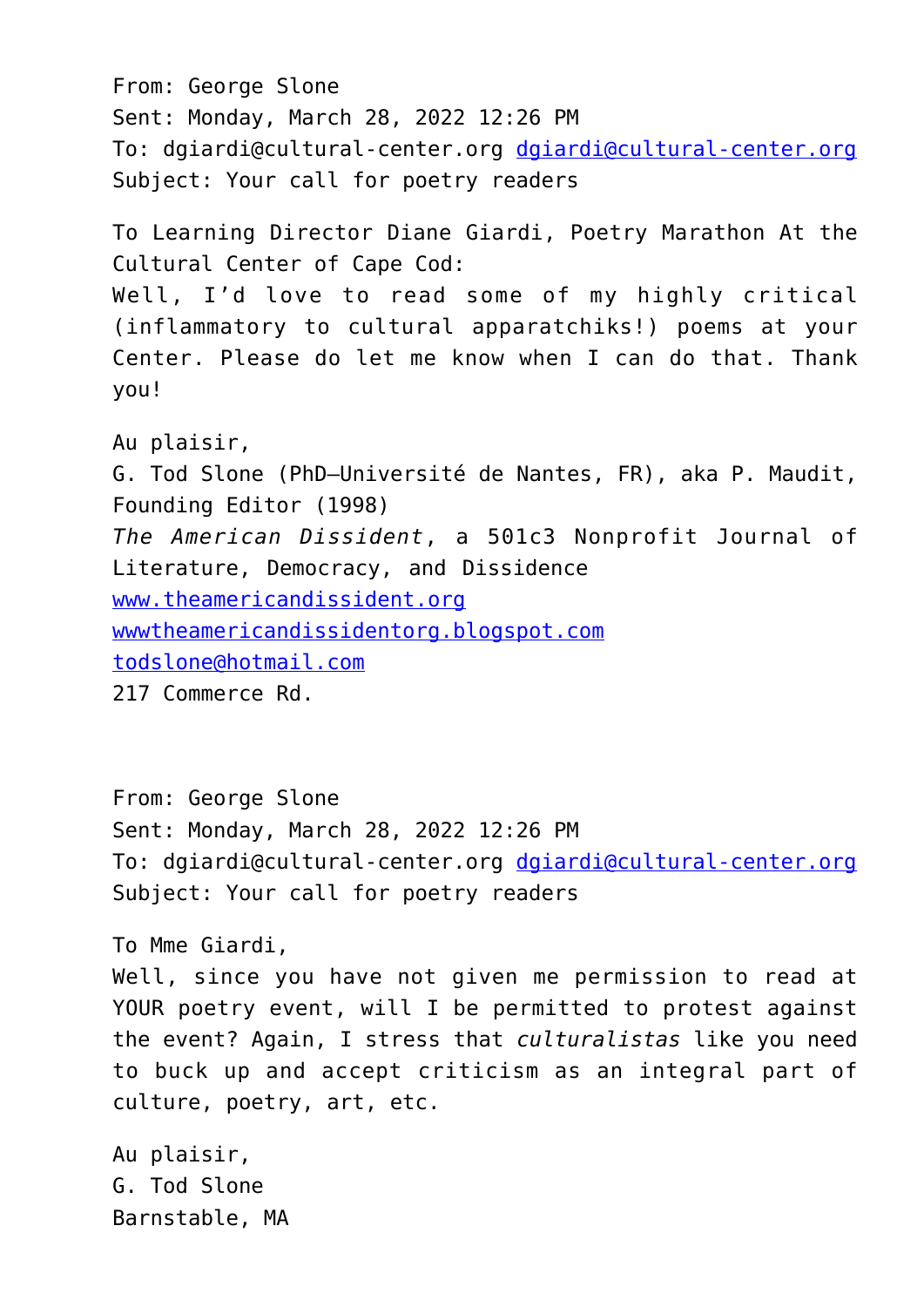From: George Slone
Sent: Monday, March 28, 2022 12:26 PM
To: dgiardi@cultural-center.org dgiardi@cultural-center.org
Subject: Your call for poetry readers

To Learning Director Diane Giardi, Poetry Marathon At the Cultural Center of Cape Cod:
Well, I'd love to read some of my highly critical (inflammatory to cultural apparatchiks!) poems at your Center. Please do let me know when I can do that. Thank you!

Au plaisir,
G. Tod Slone (PhD—Université de Nantes, FR), aka P. Maudit, Founding Editor (1998)
*The American Dissident*, a 501c3 Nonprofit Journal of Literature, Democracy, and Dissidence
www.theamericandissident.org
wwwtheamericandissidentorg.blogspot.com
todslone@hotmail.com
217 Commerce Rd.

From: George Slone
Sent: Monday, March 28, 2022 12:26 PM
To: dgiardi@cultural-center.org dgiardi@cultural-center.org
Subject: Your call for poetry readers

To Mme Giardi,
Well, since you have not given me permission to read at YOUR poetry event, will I be permitted to protest against the event? Again, I stress that *culturalistas* like you need to buck up and accept criticism as an integral part of culture, poetry, art, etc.

Au plaisir,
G. Tod Slone
Barnstable, MA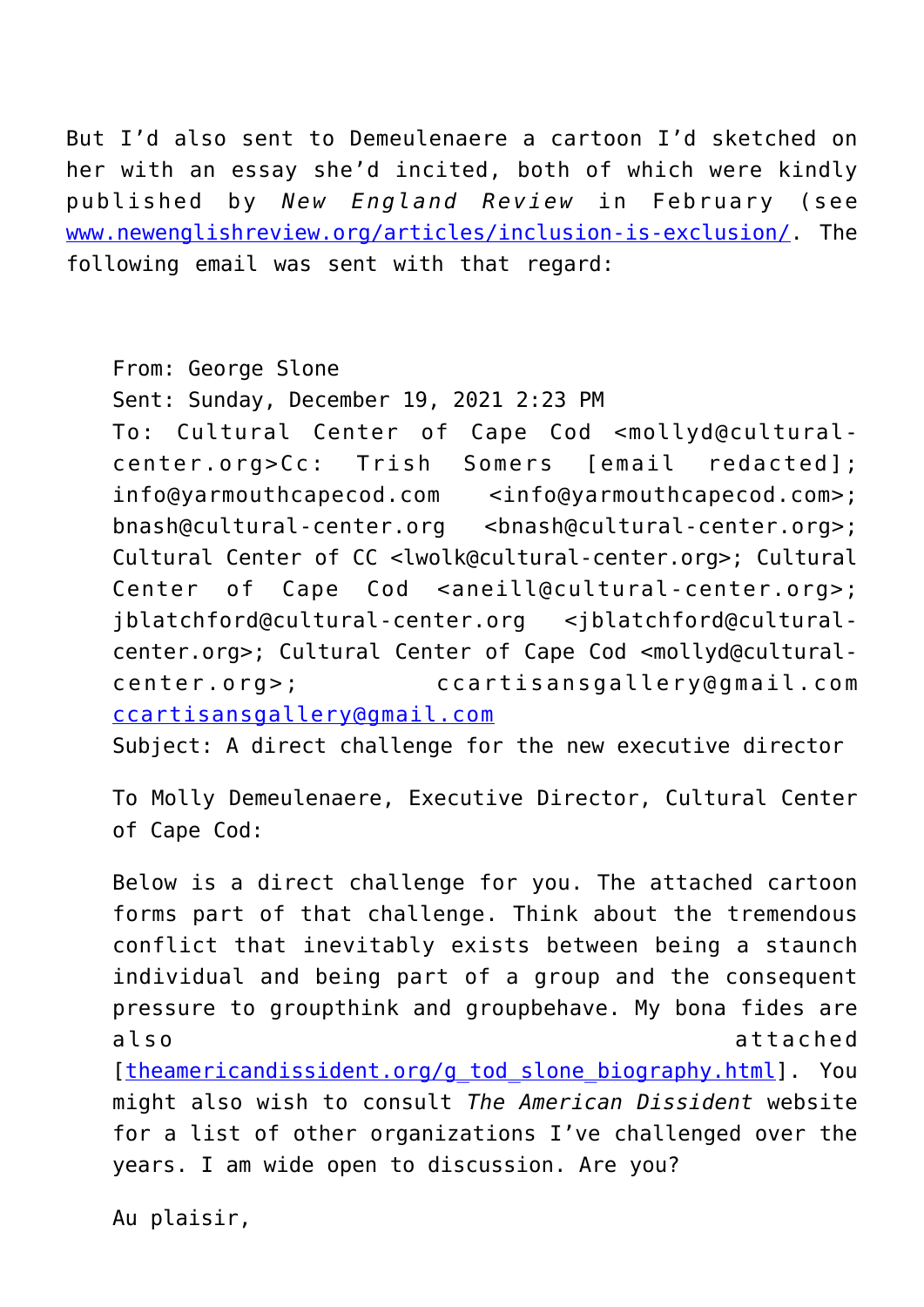But I'd also sent to Demeulenaere a cartoon I'd sketched on her with an essay she'd incited, both of which were kindly published by *New England Review* in February (see www.newenglishreview.org/articles/inclusion-is-exclusion/. The following email was sent with that regard:

> From: George Slone
> Sent: Sunday, December 19, 2021 2:23 PM
> To: Cultural Center of Cape Cod <mollyd@cultural-center.org>Cc: Trish Somers [email redacted]; info@yarmouthcapecod.com <info@yarmouthcapecod.com>; bnash@cultural-center.org <bnash@cultural-center.org>; Cultural Center of CC <lwolk@cultural-center.org>; Cultural Center of Cape Cod <aneill@cultural-center.org>; jblatchford@cultural-center.org <jblatchford@cultural-center.org>; Cultural Center of Cape Cod <mollyd@cultural-center.org>; ccartisansgallery@gmail.com ccartisansgallery@gmail.com
> Subject: A direct challenge for the new executive director
>
> To Molly Demeulenaere, Executive Director, Cultural Center of Cape Cod:
>
> Below is a direct challenge for you. The attached cartoon forms part of that challenge. Think about the tremendous conflict that inevitably exists between being a staunch individual and being part of a group and the consequent pressure to groupthink and groupbehave. My bona fides are also attached [theamericandissident.org/g_tod_slone_biography.html]. You might also wish to consult *The American Dissident* website for a list of other organizations I've challenged over the years. I am wide open to discussion. Are you?
>
> Au plaisir,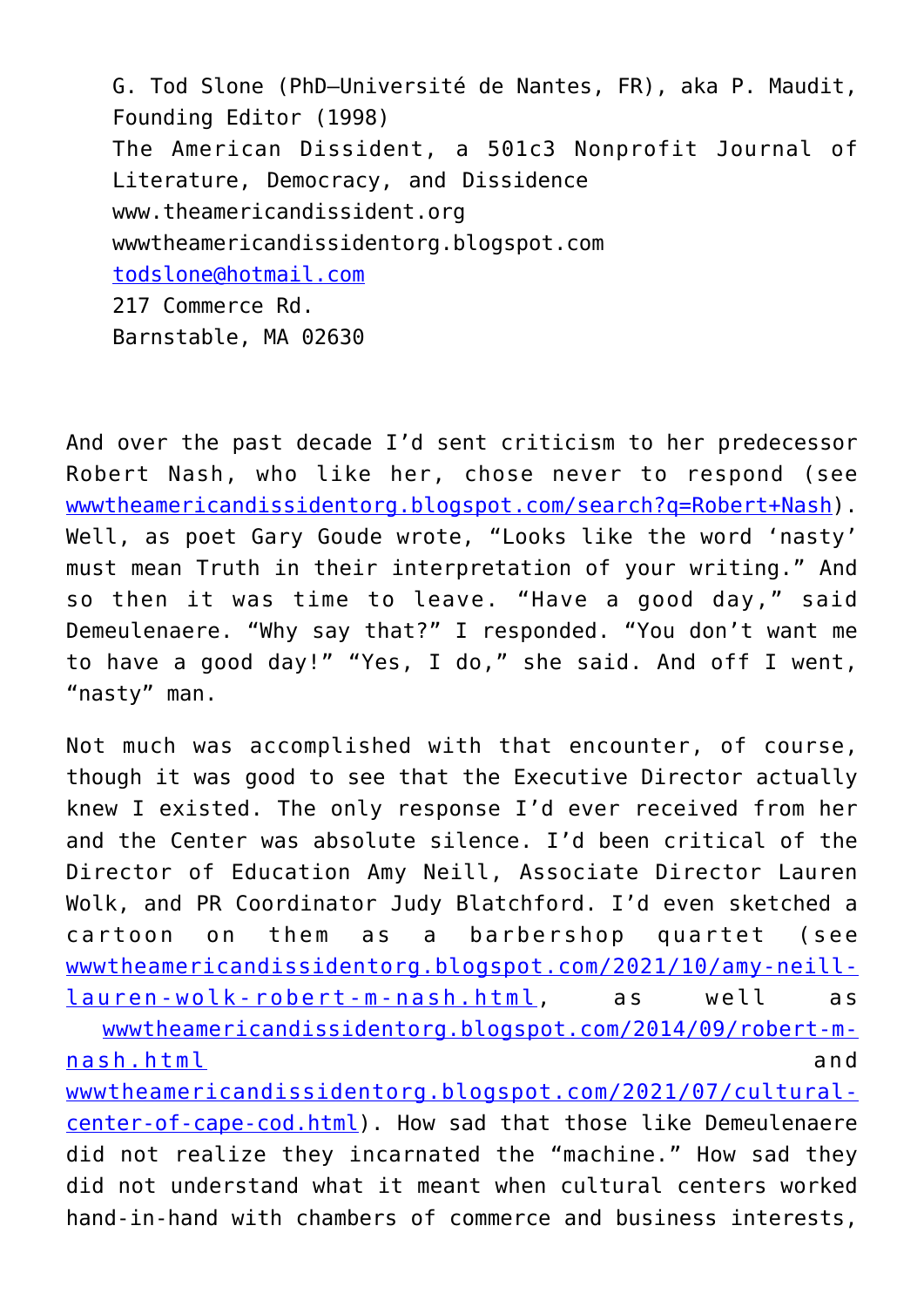G. Tod Slone (PhD—Université de Nantes, FR), aka P. Maudit, Founding Editor (1998)  
The American Dissident, a 501c3 Nonprofit Journal of Literature, Democracy, and Dissidence  
www.theamericandissident.org  
wwwtheamericandissidentorg.blogspot.com  
todslone@hotmail.com  
217 Commerce Rd.  
Barnstable, MA 02630

And over the past decade I'd sent criticism to her predecessor Robert Nash, who like her, chose never to respond (see wwwtheamericandissidentorg.blogspot.com/search?q=Robert+Nash). Well, as poet Gary Goude wrote, "Looks like the word 'nasty' must mean Truth in their interpretation of your writing." And so then it was time to leave. "Have a good day," said Demeulenaere. "Why say that?" I responded. "You don't want me to have a good day!" "Yes, I do," she said. And off I went, "nasty" man.

Not much was accomplished with that encounter, of course, though it was good to see that the Executive Director actually knew I existed. The only response I'd ever received from her and the Center was absolute silence. I'd been critical of the Director of Education Amy Neill, Associate Director Lauren Wolk, and PR Coordinator Judy Blatchford. I'd even sketched a cartoon on them as a barbershop quartet (see wwwtheamericandissidentorg.blogspot.com/2021/10/amy-neill-lauren-wolk-robert-m-nash.html, as well as wwwtheamericandissidentorg.blogspot.com/2014/09/robert-m-nash.html and wwwtheamericandissidentorg.blogspot.com/2021/07/cultural-center-of-cape-cod.html). How sad that those like Demeulenaere did not realize they incarnated the "machine." How sad they did not understand what it meant when cultural centers worked hand-in-hand with chambers of commerce and business interests,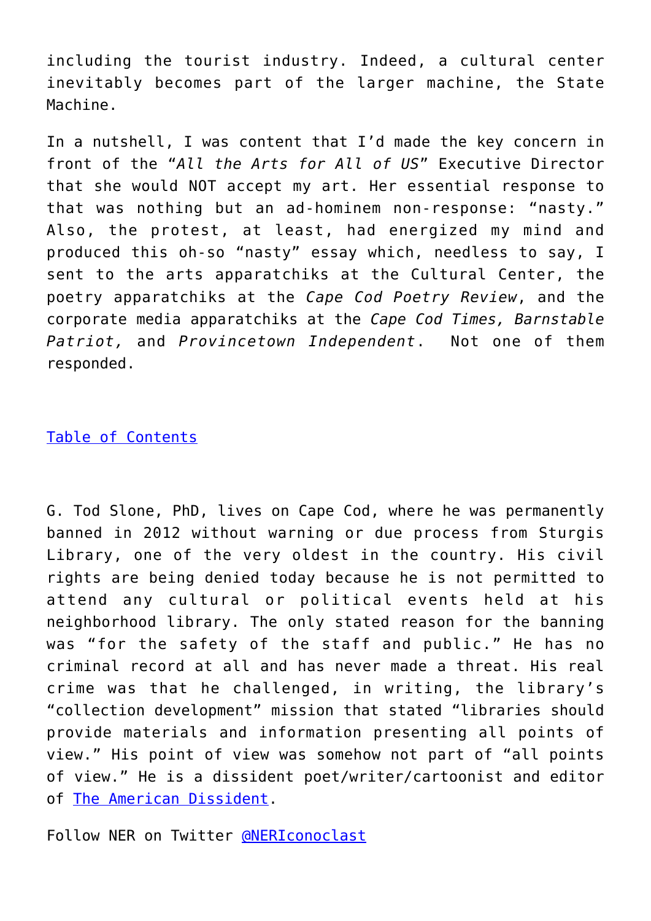including the tourist industry. Indeed, a cultural center inevitably becomes part of the larger machine, the State Machine.

In a nutshell, I was content that I'd made the key concern in front of the "*All the Arts for All of US*" Executive Director that she would NOT accept my art. Her essential response to that was nothing but an ad-hominem non-response: "nasty." Also, the protest, at least, had energized my mind and produced this oh-so "nasty" essay which, needless to say, I sent to the arts apparatchiks at the Cultural Center, the poetry apparatchiks at the *Cape Cod Poetry Review*, and the corporate media apparatchiks at the *Cape Cod Times, Barnstable Patriot,* and *Provincetown Independent*. Not one of them responded.

[Table of Contents]

G. Tod Slone, PhD, lives on Cape Cod, where he was permanently banned in 2012 without warning or due process from Sturgis Library, one of the very oldest in the country. His civil rights are being denied today because he is not permitted to attend any cultural or political events held at his neighborhood library. The only stated reason for the banning was "for the safety of the staff and public." He has no criminal record at all and has never made a threat. His real crime was that he challenged, in writing, the library's "collection development" mission that stated "libraries should provide materials and information presenting all points of view." His point of view was somehow not part of "all points of view." He is a dissident poet/writer/cartoonist and editor of [The American Dissident].

Follow NER on Twitter [@NERIconoclast]